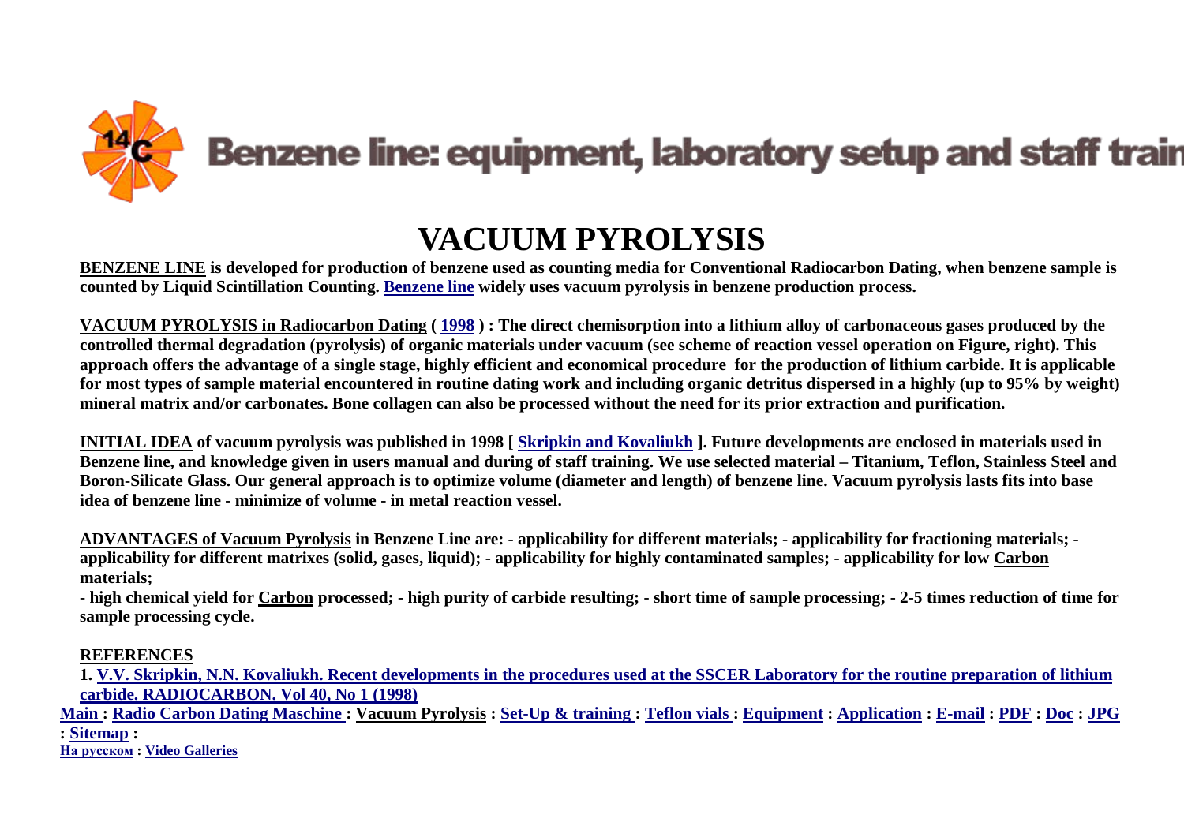Benzene line: equipment, laboratory setup and staff train

# VACUUM PYROLYSIS

**BENZENE LINE is developed for production of benzene used as counting media for Conventional Radiocarbon Dating, when benzene sample is counted by Liquid Scintillation Counting. Benzene line widely uses vacuum pyrolysis in benzene production process.**

**VACUUM PYROLYSIS in Radiocarbon Dating ( 1998 ) : The direct chemisorption into a lithium alloy of carbonaceous gases produced by the controlled thermal degradation (pyrolysis) of organic materials under vacuum (see scheme of reaction vessel operation on Figure, right). This approach offers the advantage of a single stage, highly efficient and economical procedure for the production of lithium carbide. It is applicable for most types of sample material encountered in routine dating work and including organic detritus dispersed in a highly (up to 95% by weight) mineral matrix and/or carbonates. Bone collagen can also be processed without the need for its prior extraction and purification.**

**INITIAL IDEA of vacuum pyrolysis was published in 1998 [ Skripkin and Kovaliukh ]. Future developments are enclosed in materials used in Benzene line, and knowledge given in users manual and during of staff training. We use selected material – Titanium, Teflon, Stainless Steel and Boron-Silicate Glass. Our general approach is to optimize volume (diameter and length) of benzene line. Vacuum pyrolysis lasts fits into base idea of benzene line - minimize of volume - in metal reaction vessel.**

**ADVANTAGES of Vacuum Pyrolysis in Benzene Line are: - applicability for different materials; - applicability for fractioning materials; - applicability for different matrixes (solid, gases, liquid); - applicability for highly contaminated samples; - applicability for low Carbon materials;**
**- high chemical yield for Carbon processed; - high purity of carbide resulting; - short time of sample processing; - 2-5 times reduction of time for sample processing cycle.**

**REFERENCES**

**1. V.V. Skripkin, N.N. Kovaliukh. Recent developments in the procedures used at the SSCER Laboratory for the routine preparation of lithium carbide. RADIOCARBON. Vol 40, No 1 (1998)**

**Main : Radio Carbon Dating Maschine : Vacuum Pyrolysis : Set-Up & training : Teflon vials : Equipment : Application : E-mail : PDF : Doc : JPG : Sitemap :**
**На русском : Video Galleries**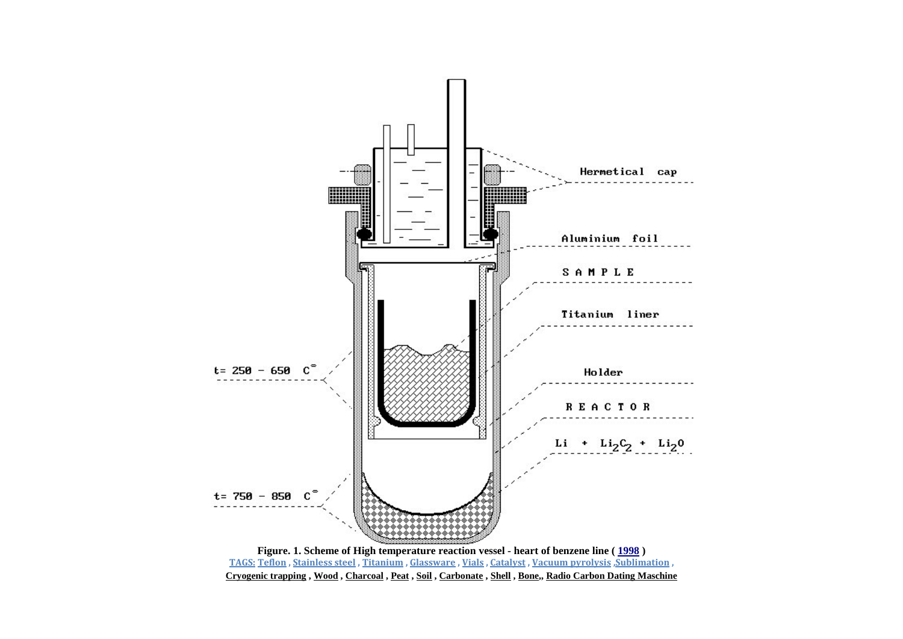Hermetical cap

Aluminium foil

S A M P L E

Titanium liner

Holder

R E A C T O R

Li + $Li_2C_2$ + $Li_2O$

t= 250 – 650 C°

t= 750 – 850 C°

**Figure. 1. Scheme of High temperature reaction vessel - heart of benzene line ( 1998 )**

TAGS: Teflon , Stainless steel , Titanium , Glassware , Vials , Catalyst , Vacuum pyrolysis ,Sublimation ,

**Cryogenic trapping , Wood , Charcoal , Peat , Soil , Carbonate , Shell , Bone,, Radio Carbon Dating Maschine**